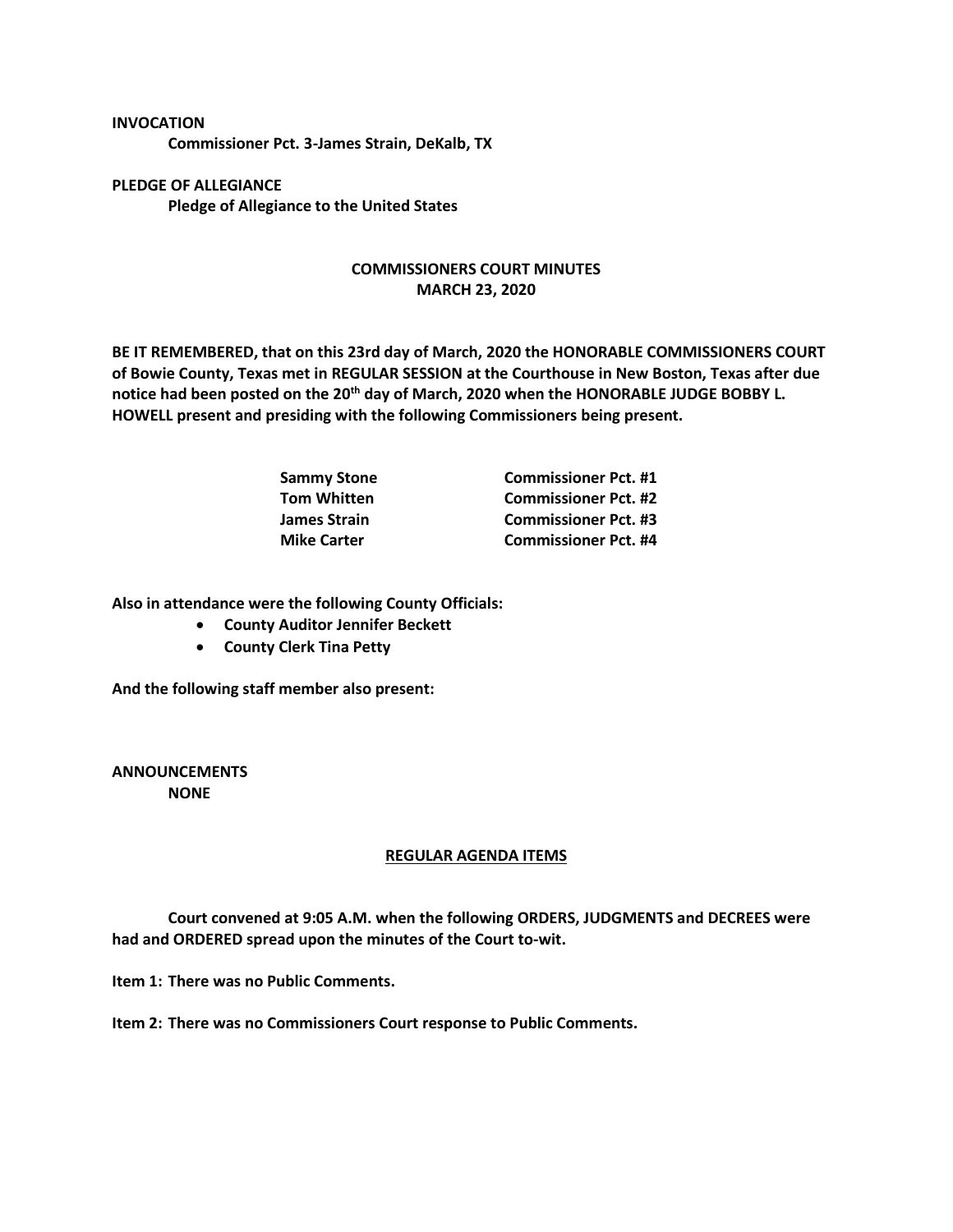**INVOCATION**

**Commissioner Pct. 3-James Strain, DeKalb, TX**

**PLEDGE OF ALLEGIANCE**

**Pledge of Allegiance to the United States**

## COMMISSIONERS COURT MINUTES
## MARCH 23, 2020

**BE IT REMEMBERED, that on this 23rd day of March, 2020 the HONORABLE COMMISSIONERS COURT of Bowie County, Texas met in REGULAR SESSION at the Courthouse in New Boston, Texas after due notice had been posted on the 20th day of March, 2020 when the HONORABLE JUDGE BOBBY L. HOWELL present and presiding with the following Commissioners being present.**

| | |
|---|---|
| **Sammy Stone** | **Commissioner Pct. #1** |
| **Tom Whitten** | **Commissioner Pct. #2** |
| **James Strain** | **Commissioner Pct. #3** |
| **Mike Carter** | **Commissioner Pct. #4** |

**Also in attendance were the following County Officials:**

- **County Auditor Jennifer Beckett**
- **County Clerk Tina Petty**

**And the following staff member also present:**

**ANNOUNCEMENTS**

**NONE**

## REGULAR AGENDA ITEMS

**Court convened at 9:05 A.M. when the following ORDERS, JUDGMENTS and DECREES were had and ORDERED spread upon the minutes of the Court to-wit.**

**Item 1: There was no Public Comments.**

**Item 2: There was no Commissioners Court response to Public Comments.**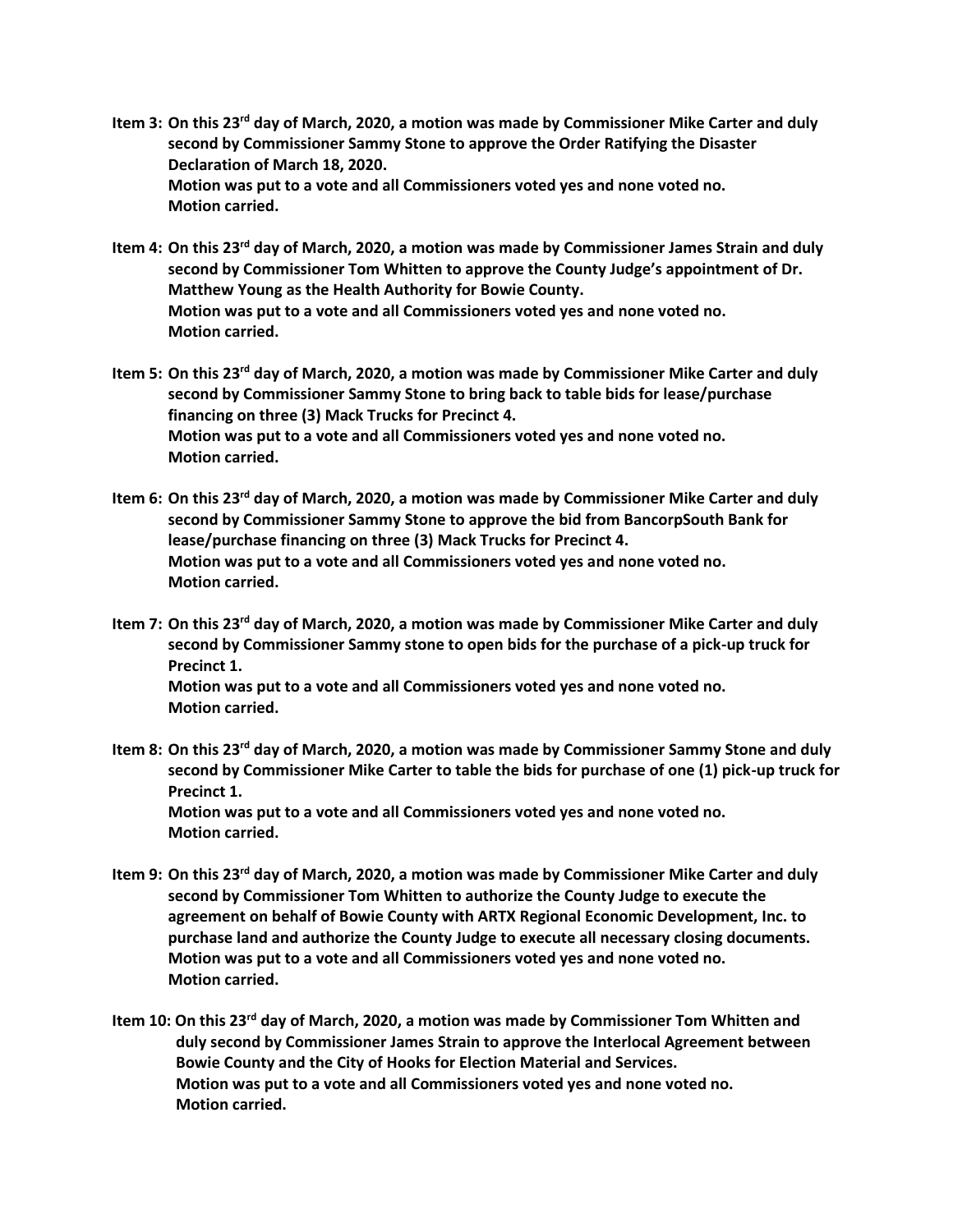**Item 3: On this 23rd day of March, 2020, a motion was made by Commissioner Mike Carter and duly second by Commissioner Sammy Stone to approve the Order Ratifying the Disaster Declaration of March 18, 2020.**
**Motion was put to a vote and all Commissioners voted yes and none voted no.**
**Motion carried.**

**Item 4: On this 23rd day of March, 2020, a motion was made by Commissioner James Strain and duly second by Commissioner Tom Whitten to approve the County Judge's appointment of Dr. Matthew Young as the Health Authority for Bowie County.**
**Motion was put to a vote and all Commissioners voted yes and none voted no.**
**Motion carried.**

**Item 5: On this 23rd day of March, 2020, a motion was made by Commissioner Mike Carter and duly second by Commissioner Sammy Stone to bring back to table bids for lease/purchase financing on three (3) Mack Trucks for Precinct 4.**
**Motion was put to a vote and all Commissioners voted yes and none voted no.**
**Motion carried.**

**Item 6: On this 23rd day of March, 2020, a motion was made by Commissioner Mike Carter and duly second by Commissioner Sammy Stone to approve the bid from BancorpSouth Bank for lease/purchase financing on three (3) Mack Trucks for Precinct 4.**
**Motion was put to a vote and all Commissioners voted yes and none voted no.**
**Motion carried.**

**Item 7: On this 23rd day of March, 2020, a motion was made by Commissioner Mike Carter and duly second by Commissioner Sammy stone to open bids for the purchase of a pick-up truck for Precinct 1.**
**Motion was put to a vote and all Commissioners voted yes and none voted no.**
**Motion carried.**

**Item 8: On this 23rd day of March, 2020, a motion was made by Commissioner Sammy Stone and duly second by Commissioner Mike Carter to table the bids for purchase of one (1) pick-up truck for Precinct 1.**
**Motion was put to a vote and all Commissioners voted yes and none voted no.**
**Motion carried.**

**Item 9: On this 23rd day of March, 2020, a motion was made by Commissioner Mike Carter and duly second by Commissioner Tom Whitten to authorize the County Judge to execute the agreement on behalf of Bowie County with ARTX Regional Economic Development, Inc. to purchase land and authorize the County Judge to execute all necessary closing documents.**
**Motion was put to a vote and all Commissioners voted yes and none voted no.**
**Motion carried.**

**Item 10: On this 23rd day of March, 2020, a motion was made by Commissioner Tom Whitten and duly second by Commissioner James Strain to approve the Interlocal Agreement between Bowie County and the City of Hooks for Election Material and Services.**
**Motion was put to a vote and all Commissioners voted yes and none voted no.**
**Motion carried.**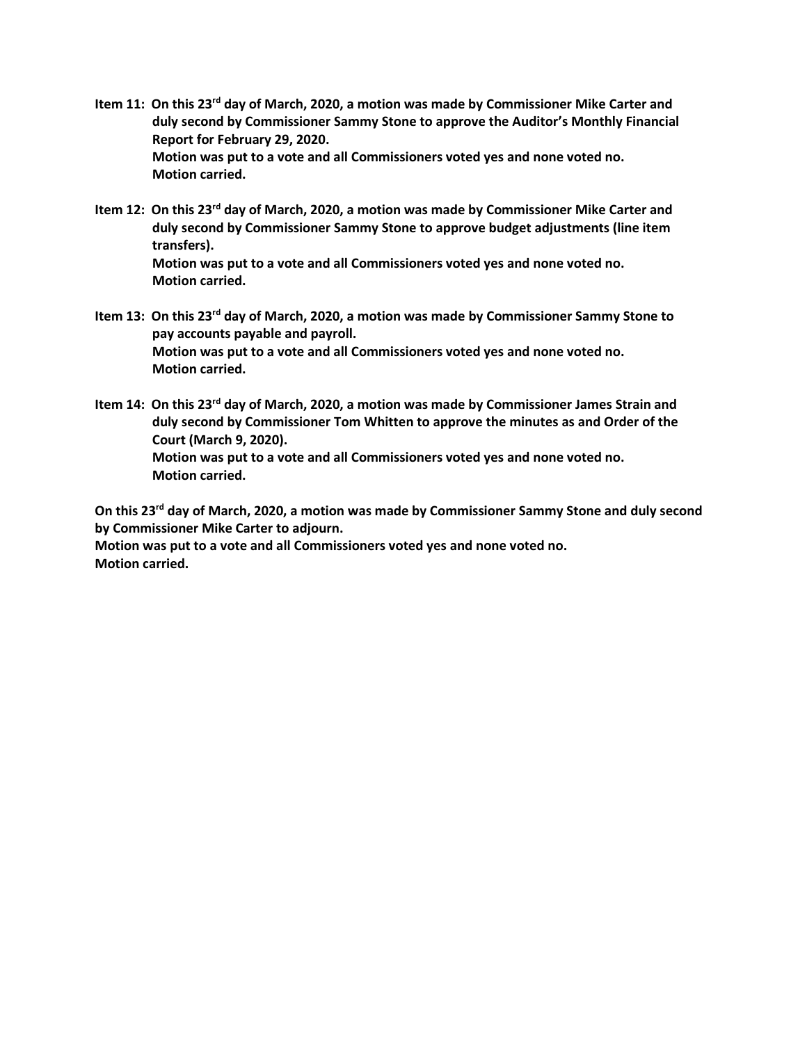**Item 11: On this 23rd day of March, 2020, a motion was made by Commissioner Mike Carter and duly second by Commissioner Sammy Stone to approve the Auditor's Monthly Financial Report for February 29, 2020.**
**Motion was put to a vote and all Commissioners voted yes and none voted no.**
**Motion carried.**

**Item 12: On this 23rd day of March, 2020, a motion was made by Commissioner Mike Carter and duly second by Commissioner Sammy Stone to approve budget adjustments (line item transfers).**
**Motion was put to a vote and all Commissioners voted yes and none voted no.**
**Motion carried.**

**Item 13: On this 23rd day of March, 2020, a motion was made by Commissioner Sammy Stone to pay accounts payable and payroll.**
**Motion was put to a vote and all Commissioners voted yes and none voted no.**
**Motion carried.**

**Item 14: On this 23rd day of March, 2020, a motion was made by Commissioner James Strain and duly second by Commissioner Tom Whitten to approve the minutes as and Order of the Court (March 9, 2020).**
**Motion was put to a vote and all Commissioners voted yes and none voted no.**
**Motion carried.**

**On this 23rd day of March, 2020, a motion was made by Commissioner Sammy Stone and duly second by Commissioner Mike Carter to adjourn.**
**Motion was put to a vote and all Commissioners voted yes and none voted no.**
**Motion carried.**